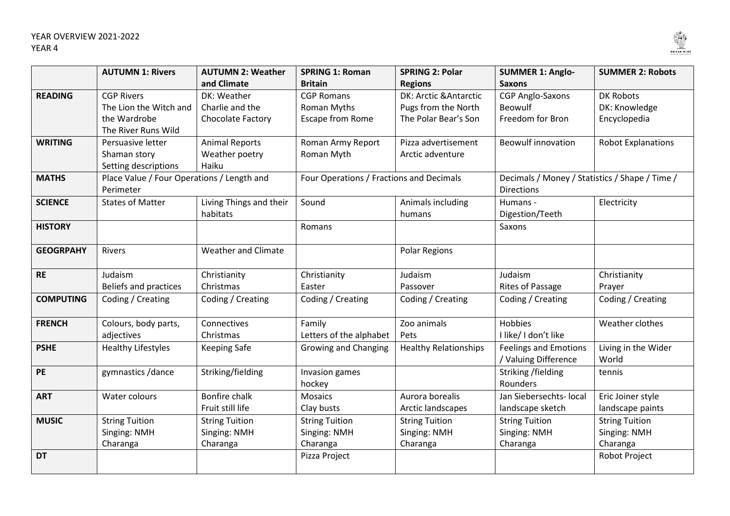YEAR OVERVIEW 2021-2022
YEAR 4

| | **AUTUMN 1: Rivers** | **AUTUMN 2: Weather and Climate** | **SPRING 1: Roman Britain** | **SPRING 2: Polar Regions** | **SUMMER 1: Anglo-Saxons** | **SUMMER 2: Robots** |
|---|---|---|---|---|---|---|
| **READING** | CGP Rivers<br>The Lion the Witch and the Wardrobe<br>The River Runs Wild | DK: Weather<br>Charlie and the Chocolate Factory | CGP Romans<br>Roman Myths<br>Escape from Rome | DK: Arctic &Antarctic<br>Pugs from the North<br>The Polar Bear's Son | CGP Anglo-Saxons<br>Beowulf<br>Freedom for Bron | DK Robots<br>DK: Knowledge Encyclopedia |
| **WRITING** | Persuasive letter<br>Shaman story<br>Setting descriptions | Animal Reports<br>Weather poetry<br>Haiku | Roman Army Report<br>Roman Myth | Pizza advertisement<br>Arctic adventure | Beowulf innovation | Robot Explanations |
| **MATHS** | Place Value / Four Operations / Length and Perimeter | | Four Operations / Fractions and Decimals | | Decimals / Money / Statistics / Shape / Time / Directions | |
| **SCIENCE** | States of Matter | Living Things and their habitats | Sound | Animals including humans | Humans - Digestion/Teeth | Electricity |
| **HISTORY** | | | Romans | | Saxons | |
| **GEOGRPAHY** | Rivers | Weather and Climate | | Polar Regions | | |
| **RE** | Judaism<br>Beliefs and practices | Christianity<br>Christmas | Christianity<br>Easter | Judaism<br>Passover | Judaism<br>Rites of Passage | Christianity<br>Prayer |
| **COMPUTING** | Coding / Creating | Coding / Creating | Coding / Creating | Coding / Creating | Coding / Creating | Coding / Creating |
| **FRENCH** | Colours, body parts, adjectives | Connectives<br>Christmas | Family<br>Letters of the alphabet | Zoo animals<br>Pets | Hobbies<br>I like/ I don't like | Weather clothes |
| **PSHE** | Healthy Lifestyles | Keeping Safe | Growing and Changing | Healthy Relationships | Feelings and Emotions / Valuing Difference | Living in the Wider World |
| **PE** | gymnastics /dance | Striking/fielding | Invasion games<br>hockey | | Striking /fielding<br>Rounders | tennis |
| **ART** | Water colours | Bonfire chalk<br>Fruit still life | Mosaics<br>Clay busts | Aurora borealis<br>Arctic landscapes | Jan Siebersechts- local landscape sketch | Eric Joiner style landscape paints |
| **MUSIC** | String Tuition<br>Singing: NMH<br>Charanga | String Tuition<br>Singing: NMH<br>Charanga | String Tuition<br>Singing: NMH<br>Charanga | String Tuition<br>Singing: NMH<br>Charanga | String Tuition<br>Singing: NMH<br>Charanga | String Tuition<br>Singing: NMH<br>Charanga |
| **DT** | | | Pizza Project | | | Robot Project |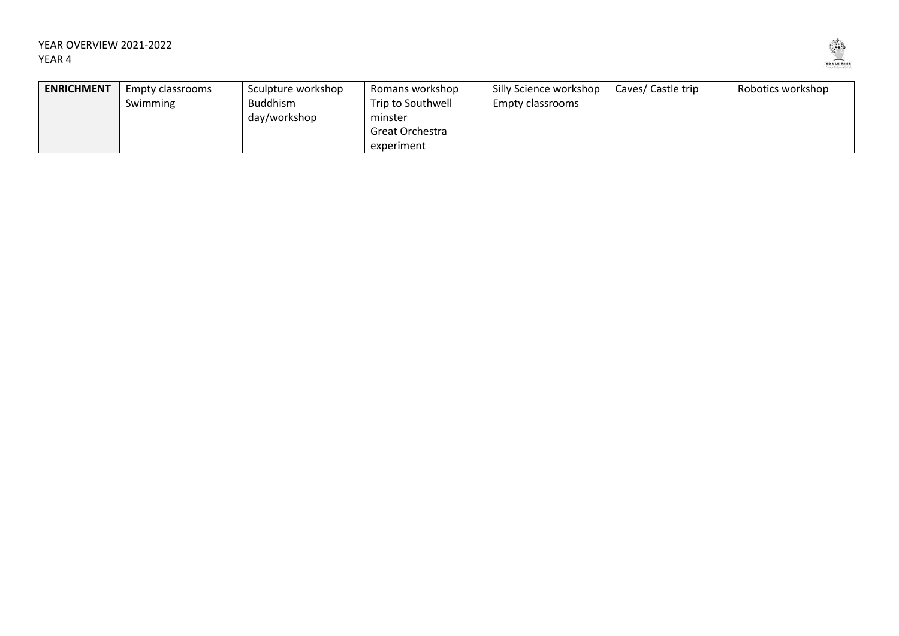YEAR OVERVIEW 2021-2022
YEAR 4

| | | | | | | |
|---|---|---|---|---|---|---|
| **ENRICHMENT** | Empty classrooms<br>Swimming | Sculpture workshop<br>Buddhism day/workshop | Romans workshop<br>Trip to Southwell minster<br>Great Orchestra experiment | Silly Science workshop<br>Empty classrooms | Caves/ Castle trip | Robotics workshop |